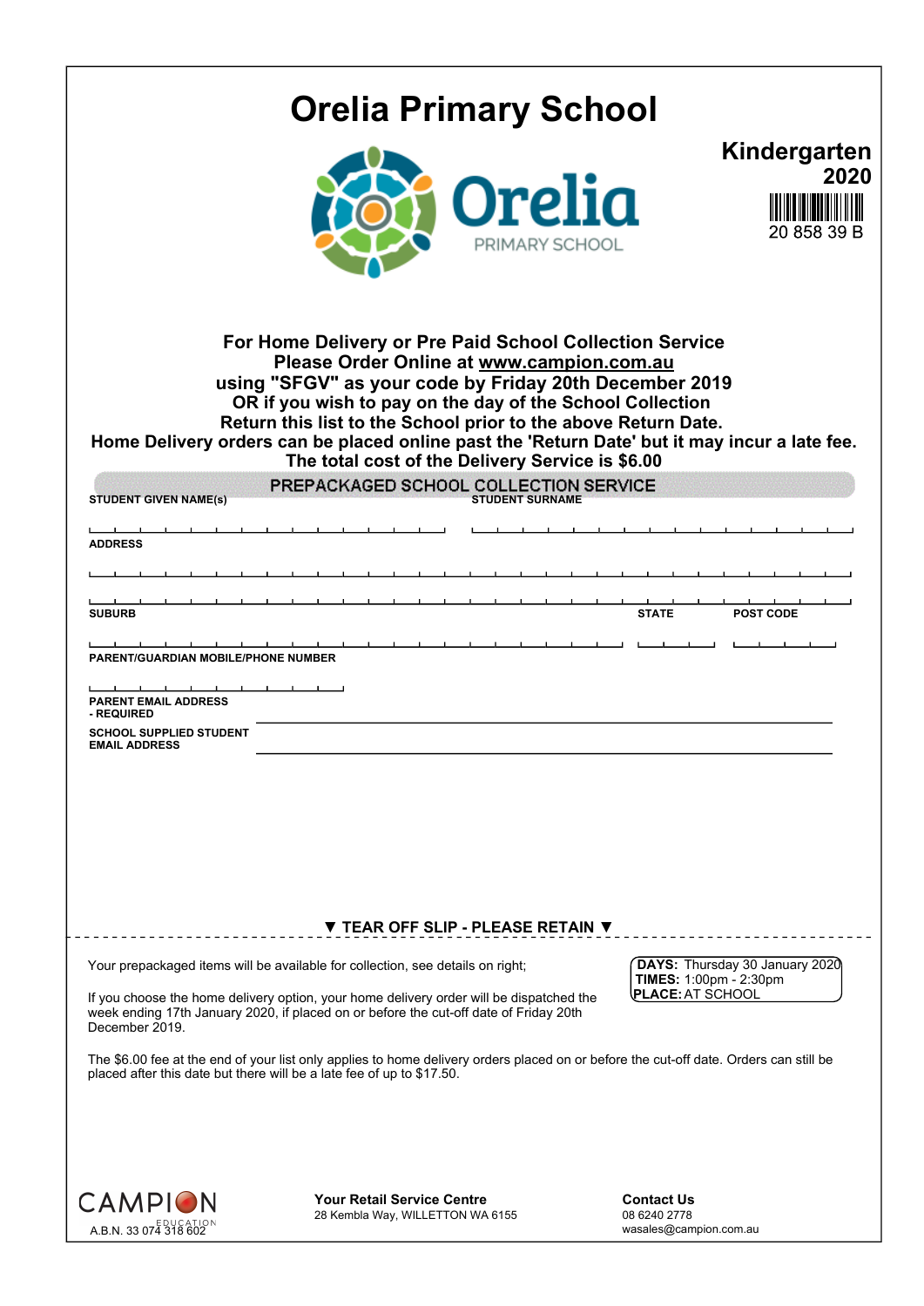# Orelia Primary School

Orelia
PRIMARY SCHOOL

**Kindergarten**
**2020**
20 858 39 B

**For Home Delivery or Pre Paid School Collection Service**
**Please Order Online at www.campion.com.au**
**using "SFGV" as your code by Friday 20th December 2019**
**OR if you wish to pay on the day of the School Collection**
**Return this list to the School prior to the above Return Date.**
**Home Delivery orders can be placed online past the 'Return Date' but it may incur a late fee.**
**The total cost of the Delivery Service is $6.00**

## PREPACKAGED SCHOOL COLLECTION SERVICE

**STUDENT GIVEN NAME(s)** ______________________ **STUDENT SURNAME** ______________________

**ADDRESS**

______________________________________________

______________________________________________

**SUBURB** ______________________ **STATE** ________ **POST CODE** ________

**PARENT/GUARDIAN MOBILE/PHONE NUMBER**

______________________

**PARENT EMAIL ADDRESS - REQUIRED** ______________________________________________

**SCHOOL SUPPLIED STUDENT EMAIL ADDRESS** ______________________________________________

**▼ TEAR OFF SLIP - PLEASE RETAIN ▼**

---

Your prepackaged items will be available for collection, see details on right;

**DAYS:** Thursday 30 January 2020
**TIMES:** 1:00pm - 2:30pm
**PLACE:** AT SCHOOL

If you choose the home delivery option, your home delivery order will be dispatched the week ending 17th January 2020, if placed on or before the cut-off date of Friday 20th December 2019.

The $6.00 fee at the end of your list only applies to home delivery orders placed on or before the cut-off date. Orders can still be placed after this date but there will be a late fee of up to $17.50.

CAMPION EDUCATION
A.B.N. 33 074 318 602

**Your Retail Service Centre**
28 Kembla Way, WILLETTON WA 6155

**Contact Us**
08 6240 2778
wasales@campion.com.au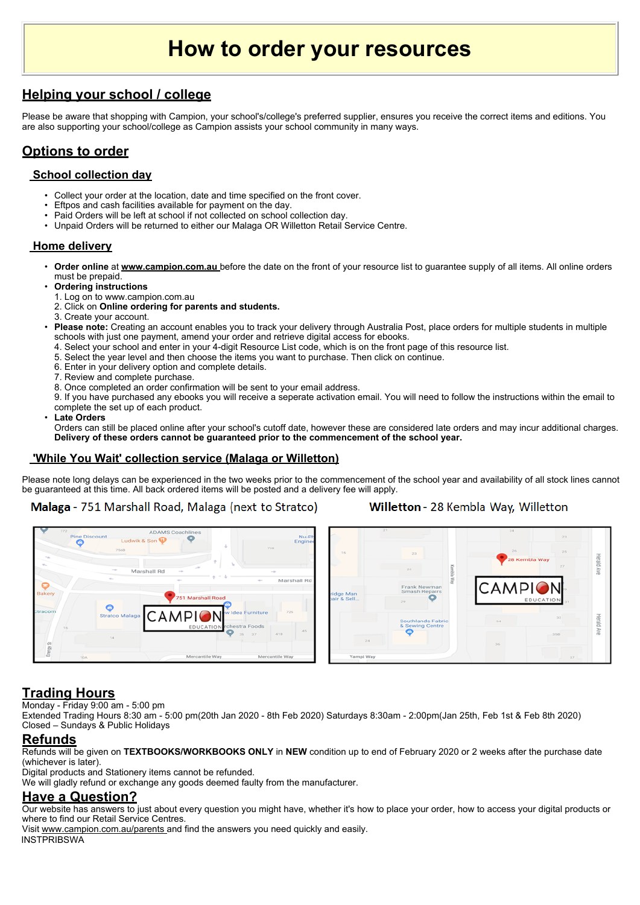# How to order your resources

## Helping your school / college

Please be aware that shopping with Campion, your school's/college's preferred supplier, ensures you receive the correct items and editions. You are also supporting your school/college as Campion assists your school community in many ways.

## Options to order

### School collection day

- Collect your order at the location, date and time specified on the front cover.
- Eftpos and cash facilities available for payment on the day.
- Paid Orders will be left at school if not collected on school collection day.
- Unpaid Orders will be returned to either our Malaga OR Willetton Retail Service Centre.

### Home delivery

- **Order online** at www.campion.com.au before the date on the front of your resource list to guarantee supply of all items. All online orders must be prepaid.
- **Ordering instructions**
  1. Log on to www.campion.com.au
  2. Click on **Online ordering for parents and students.**
  3. Create your account.
- **Please note:** Creating an account enables you to track your delivery through Australia Post, place orders for multiple students in multiple schools with just one payment, amend your order and retrieve digital access for ebooks.
  4. Select your school and enter in your 4-digit Resource List code, which is on the front page of this resource list.
  5. Select the year level and then choose the items you want to purchase. Then click on continue.
  6. Enter in your delivery option and complete details.
  7. Review and complete purchase.
  8. Once completed an order confirmation will be sent to your email address.
  9. If you have purchased any ebooks you will receive a seperate activation email. You will need to follow the instructions within the email to complete the set up of each product.
- **Late Orders**
  Orders can still be placed online after your school's cutoff date, however these are considered late orders and may incur additional charges. **Delivery of these orders cannot be guaranteed prior to the commencement of the school year.**

### 'While You Wait' collection service (Malaga or Willetton)

Please note long delays can be experienced in the two weeks prior to the commencement of the school year and availability of all stock lines cannot be guaranteed at this time. All back ordered items will be posted and a delivery fee will apply.

**Malaga** - 751 Marshall Road, Malaga (next to Stratco)

**Willetton** - 28 Kembla Way, Willetton

## Trading Hours

Monday - Friday 9:00 am - 5:00 pm
Extended Trading Hours 8:30 am - 5:00 pm(20th Jan 2020 - 8th Feb 2020) Saturdays 8:30am - 2:00pm(Jan 25th, Feb 1st & Feb 8th 2020)
Closed – Sundays & Public Holidays

## Refunds

Refunds will be given on **TEXTBOOKS/WORKBOOKS ONLY** in **NEW** condition up to end of February 2020 or 2 weeks after the purchase date (whichever is later).
Digital products and Stationery items cannot be refunded.
We will gladly refund or exchange any goods deemed faulty from the manufacturer.

## Have a Question?

Our website has answers to just about every question you might have, whether it's how to place your order, how to access your digital products or where to find our Retail Service Centres.
Visit www.campion.com.au/parents and find the answers you need quickly and easily.
INSTPRIBSWA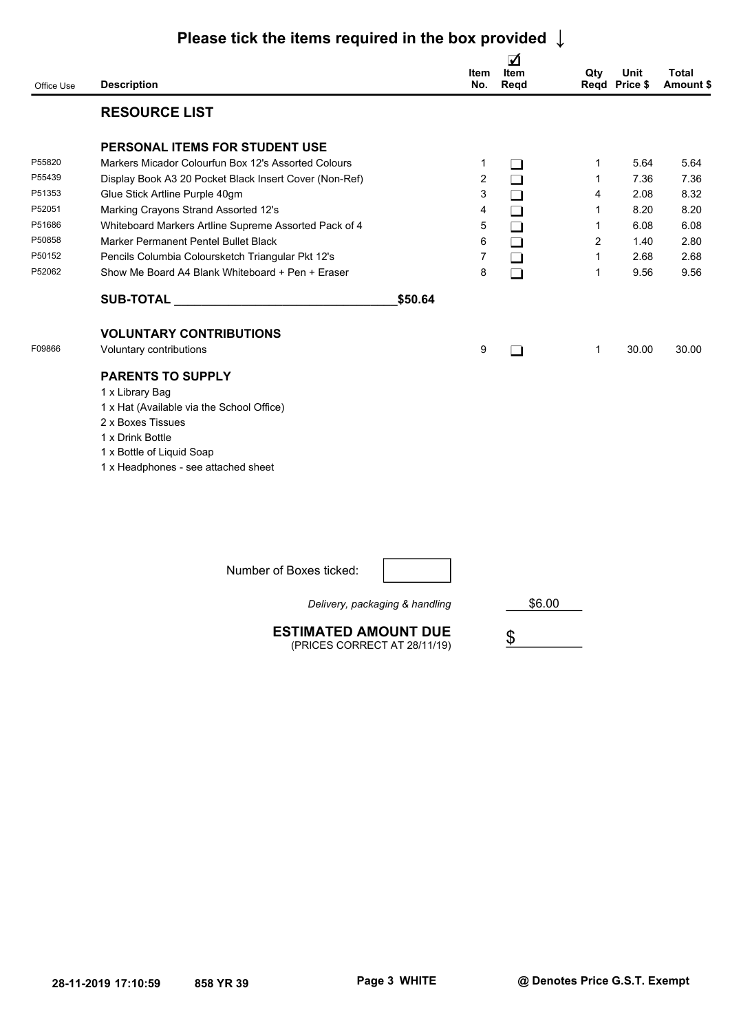## Please tick the items required in the box provided ↓

| Office Use | Description | Item No. | ☑ Item Reqd | Qty Reqd | Unit Price $ | Total Amount $ |
|---|---|---|---|---|---|---|
| | **RESOURCE LIST** | | | | | |
| | **PERSONAL ITEMS FOR STUDENT USE** | | | | | |
| P55820 | Markers Micador Colourfun Box 12's Assorted Colours | 1 | ❑ | 1 | 5.64 | 5.64 |
| P55439 | Display Book A3 20 Pocket Black Insert Cover (Non-Ref) | 2 | ❑ | 1 | 7.36 | 7.36 |
| P51353 | Glue Stick Artline Purple 40gm | 3 | ❑ | 4 | 2.08 | 8.32 |
| P52051 | Marking Crayons Strand Assorted 12's | 4 | ❑ | 1 | 8.20 | 8.20 |
| P51686 | Whiteboard Markers Artline Supreme Assorted Pack of 4 | 5 | ❑ | 1 | 6.08 | 6.08 |
| P50858 | Marker Permanent Pentel Bullet Black | 6 | ❑ | 2 | 1.40 | 2.80 |
| P50152 | Pencils Columbia Coloursketch Triangular Pkt 12's | 7 | ❑ | 1 | 2.68 | 2.68 |
| P52062 | Show Me Board A4 Blank Whiteboard + Pen + Eraser | 8 | ❑ | 1 | 9.56 | 9.56 |
| | **SUB-TOTAL** ________________________________ **$50.64** | | | | | |
| | **VOLUNTARY CONTRIBUTIONS** | | | | | |
| F09866 | Voluntary contributions | 9 | ❑ | 1 | 30.00 | 30.00 |

**PARENTS TO SUPPLY**

1 x Library Bag
1 x Hat (Available via the School Office)
2 x Boxes Tissues
1 x Drink Bottle
1 x Bottle of Liquid Soap
1 x Headphones - see attached sheet

Number of Boxes ticked: [ ]

*Delivery, packaging & handling* $6.00

**ESTIMATED AMOUNT DUE** $__________
(PRICES CORRECT AT 28/11/19)

28-11-2019 17:10:59 858 YR 39 Page 3 WHITE @ Denotes Price G.S.T. Exempt